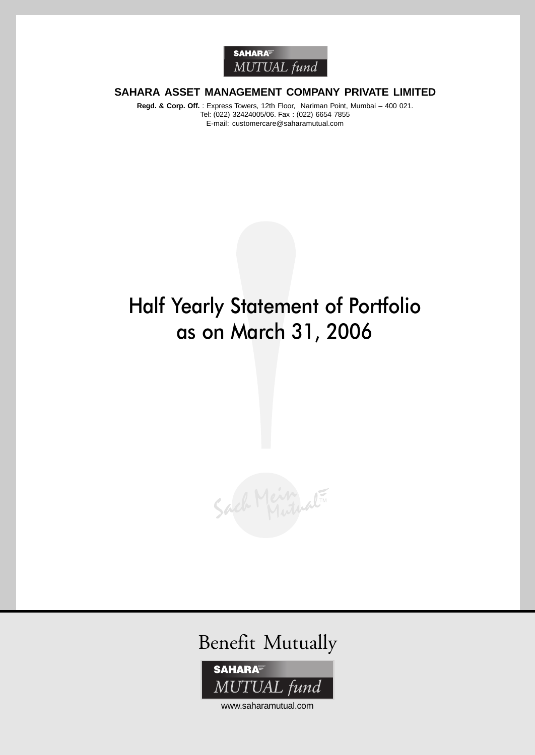SAHARA
MUTUAL fund

**SAHARA ASSET MANAGEMENT COMPANY PRIVATE LIMITED**

**Regd. & Corp. Off.** : Express Towers, 12th Floor, Nariman Point, Mumbai – 400 021.
Tel: (022) 32424005/06. Fax : (022) 6654 7855
E-mail: customercare@saharamutual.com

# Half Yearly Statement of Portfolio as on March 31, 2006

Sach Mein Mutual™

Benefit Mutually

SAHARA
MUTUAL fund

www.saharamutual.com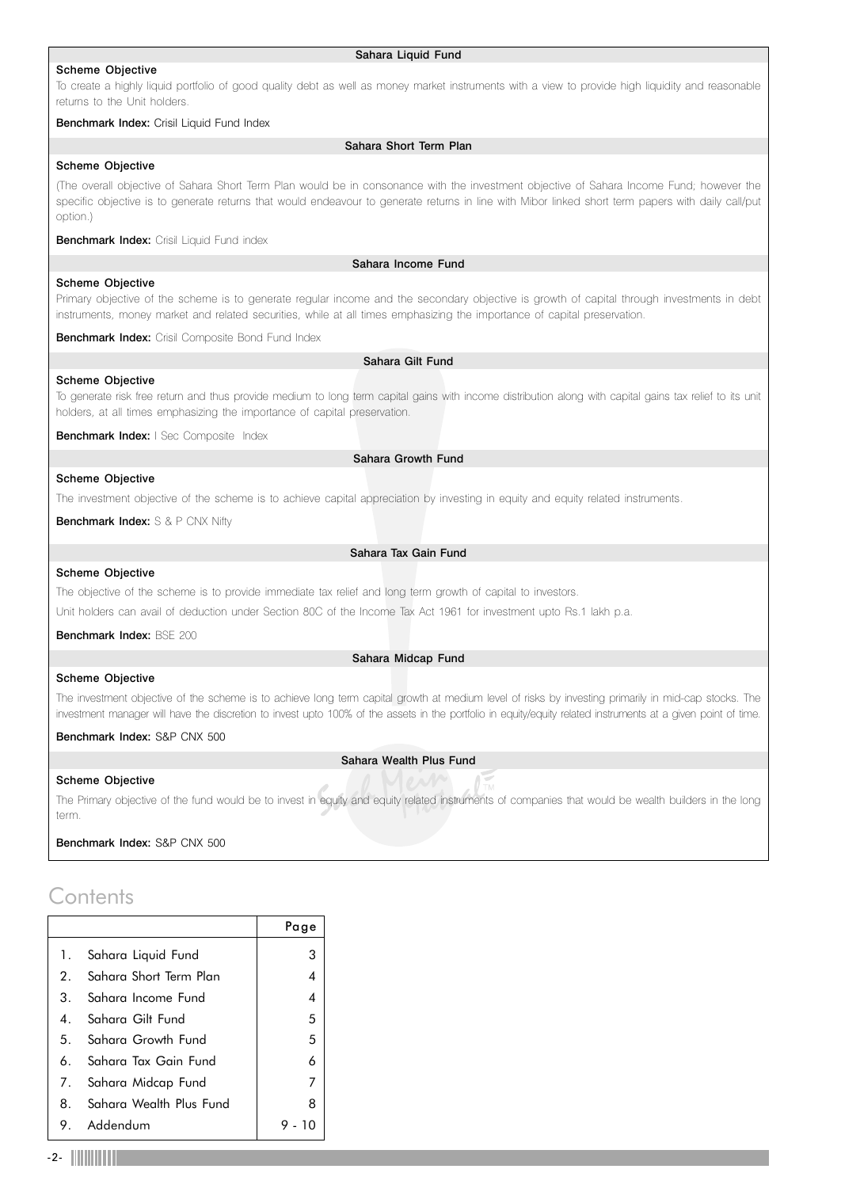## Sahara Liquid Fund

**Scheme Objective**

To create a highly liquid portfolio of good quality debt as well as money market instruments with a view to provide high liquidity and reasonable returns to the Unit holders.

**Benchmark Index:** Crisil Liquid Fund Index

## Sahara Short Term Plan

**Scheme Objective**

(The overall objective of Sahara Short Term Plan would be in consonance with the investment objective of Sahara Income Fund; however the specific objective is to generate returns that would endeavour to generate returns in line with Mibor linked short term papers with daily call/put option.)

**Benchmark Index:** Crisil Liquid Fund index

## Sahara Income Fund

**Scheme Objective**

Primary objective of the scheme is to generate regular income and the secondary objective is growth of capital through investments in debt instruments, money market and related securities, while at all times emphasizing the importance of capital preservation.

**Benchmark Index:** Crisil Composite Bond Fund Index

## Sahara Gilt Fund

**Scheme Objective**

To generate risk free return and thus provide medium to long term capital gains with income distribution along with capital gains tax relief to its unit holders, at all times emphasizing the importance of capital preservation.

**Benchmark Index:** I Sec Composite Index

## Sahara Growth Fund

**Scheme Objective**

The investment objective of the scheme is to achieve capital appreciation by investing in equity and equity related instruments.

**Benchmark Index:** S & P CNX Nifty

## Sahara Tax Gain Fund

**Scheme Objective**

The objective of the scheme is to provide immediate tax relief and long term growth of capital to investors.

Unit holders can avail of deduction under Section 80C of the Income Tax Act 1961 for investment upto Rs.1 lakh p.a.

**Benchmark Index:** BSE 200

## Sahara Midcap Fund

**Scheme Objective**

The investment objective of the scheme is to achieve long term capital growth at medium level of risks by investing primarily in mid-cap stocks. The investment manager will have the discretion to invest upto 100% of the assets in the portfolio in equity/equity related instruments at a given point of time.

**Benchmark Index:** S&P CNX 500

## Sahara Wealth Plus Fund

**Scheme Objective**

The Primary objective of the fund would be to invest in equity and equity related instruments of companies that would be wealth builders in the long term.

**Benchmark Index:** S&P CNX 500

# Contents

| | | Page |
|---|---|---|
| 1. | Sahara Liquid Fund | 3 |
| 2. | Sahara Short Term Plan | 4 |
| 3. | Sahara Income Fund | 4 |
| 4. | Sahara Gilt Fund | 5 |
| 5. | Sahara Growth Fund | 5 |
| 6. | Sahara Tax Gain Fund | 6 |
| 7. | Sahara Midcap Fund | 7 |
| 8. | Sahara Wealth Plus Fund | 8 |
| 9. | Addendum | 9 - 10 |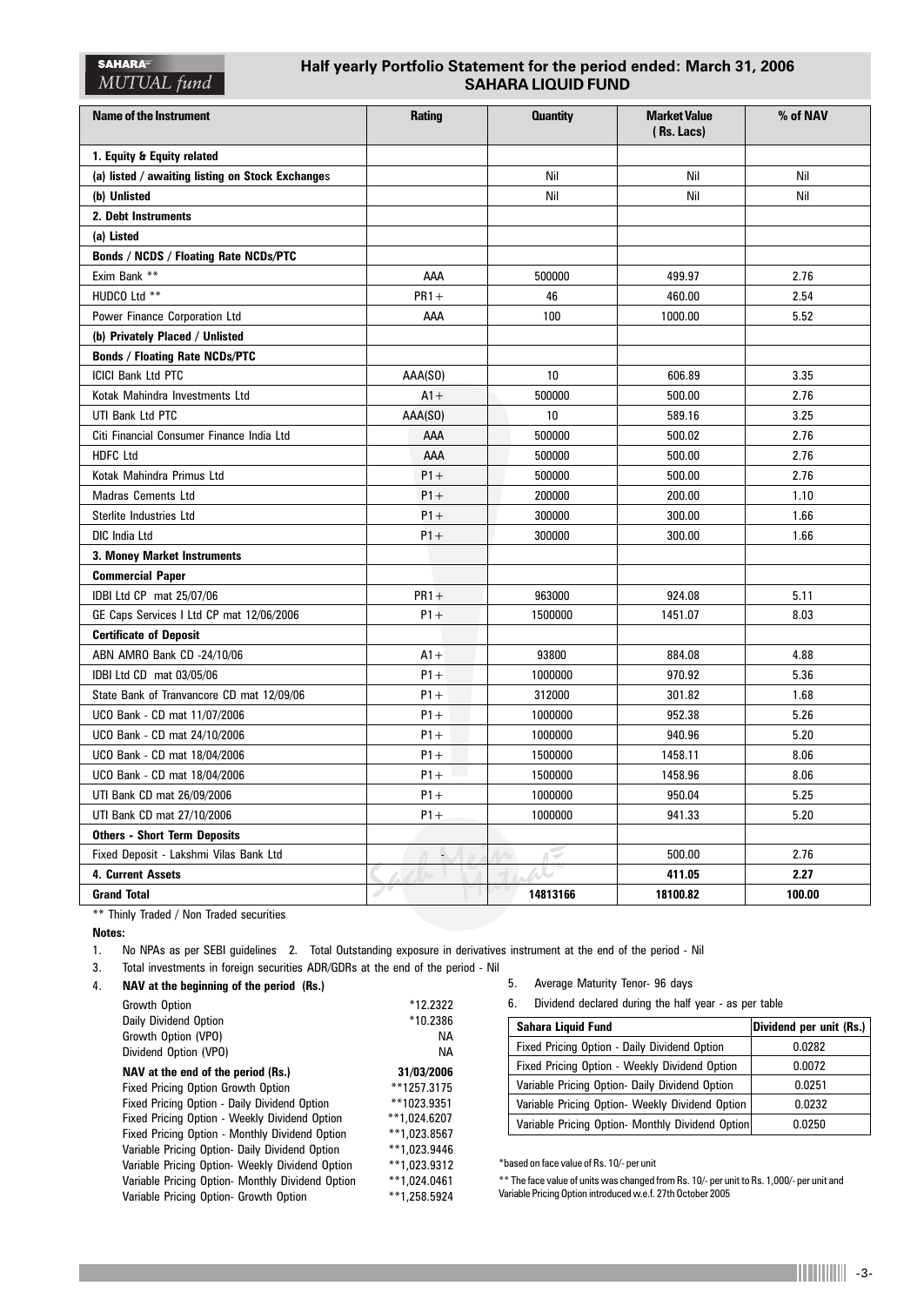# Half yearly Portfolio Statement for the period ended: March 31, 2006

## SAHARA LIQUID FUND

| Name of the Instrument | Rating | Quantity | Market Value (Rs. Lacs) | % of NAV |
|---|---|---|---|---|
| **1. Equity & Equity related** | | | | |
| **(a) listed / awaiting listing on Stock Exchanges** | | Nil | Nil | Nil |
| **(b) Unlisted** | | Nil | Nil | Nil |
| **2. Debt Instruments** | | | | |
| **(a) Listed** | | | | |
| **Bonds / NCDS / Floating Rate NCDs/PTC** | | | | |
| Exim Bank ** | AAA | 500000 | 499.97 | 2.76 |
| HUDCO Ltd ** | PR1+ | 46 | 460.00 | 2.54 |
| Power Finance Corporation Ltd | AAA | 100 | 1000.00 | 5.52 |
| **(b) Privately Placed / Unlisted** | | | | |
| **Bonds / Floating Rate NCDs/PTC** | | | | |
| ICICI Bank Ltd PTC | AAA(SO) | 10 | 606.89 | 3.35 |
| Kotak Mahindra Investments Ltd | A1+ | 500000 | 500.00 | 2.76 |
| UTI Bank Ltd PTC | AAA(SO) | 10 | 589.16 | 3.25 |
| Citi Financial Consumer Finance India Ltd | AAA | 500000 | 500.02 | 2.76 |
| HDFC Ltd | AAA | 500000 | 500.00 | 2.76 |
| Kotak Mahindra Primus Ltd | P1+ | 500000 | 500.00 | 2.76 |
| Madras Cements Ltd | P1+ | 200000 | 200.00 | 1.10 |
| Sterlite Industries Ltd | P1+ | 300000 | 300.00 | 1.66 |
| DIC India Ltd | P1+ | 300000 | 300.00 | 1.66 |
| **3. Money Market Instruments** | | | | |
| **Commercial Paper** | | | | |
| IDBI Ltd CP mat 25/07/06 | PR1+ | 963000 | 924.08 | 5.11 |
| GE Caps Services I Ltd CP mat 12/06/2006 | P1+ | 1500000 | 1451.07 | 8.03 |
| **Certificate of Deposit** | | | | |
| ABN AMRO Bank CD -24/10/06 | A1+ | 93800 | 884.08 | 4.88 |
| IDBI Ltd CD mat 03/05/06 | P1+ | 1000000 | 970.92 | 5.36 |
| State Bank of Tranvancore CD mat 12/09/06 | P1+ | 312000 | 301.82 | 1.68 |
| UCO Bank - CD mat 11/07/2006 | P1+ | 1000000 | 952.38 | 5.26 |
| UCO Bank - CD mat 24/10/2006 | P1+ | 1000000 | 940.96 | 5.20 |
| UCO Bank - CD mat 18/04/2006 | P1+ | 1500000 | 1458.11 | 8.06 |
| UCO Bank - CD mat 18/04/2006 | P1+ | 1500000 | 1458.96 | 8.06 |
| UTI Bank CD mat 26/09/2006 | P1+ | 1000000 | 950.04 | 5.25 |
| UTI Bank CD mat 27/10/2006 | P1+ | 1000000 | 941.33 | 5.20 |
| **Others - Short Term Deposits** | | | | |
| Fixed Deposit - Lakshmi Vilas Bank Ltd | - | | 500.00 | 2.76 |
| **4. Current Assets** | | | **411.05** | **2.27** |
| **Grand Total** | | **14813166** | **18100.82** | **100.00** |

** Thinly Traded / Non Traded securities

**Notes:**

1. No NPAs as per SEBI guidelines
2. Total Outstanding exposure in derivatives instrument at the end of the period - Nil
3. Total investments in foreign securities ADR/GDRs at the end of the period - Nil
4. **NAV at the beginning of the period (Rs.)**

| | |
|---|---|
| Growth Option | *12.2322 |
| Daily Dividend Option | *10.2386 |
| Growth Option (VPO) | NA |
| Dividend Option (VPO) | NA |
| **NAV at the end of the period (Rs.)** | **31/03/2006** |
| Fixed Pricing Option Growth Option | **1257.3175 |
| Fixed Pricing Option - Daily Dividend Option | **1023.9351 |
| Fixed Pricing Option - Weekly Dividend Option | **1,024.6207 |
| Fixed Pricing Option - Monthly Dividend Option | **1,023.8567 |
| Variable Pricing Option- Daily Dividend Option | **1,023.9446 |
| Variable Pricing Option- Weekly Dividend Option | **1,023.9312 |
| Variable Pricing Option- Monthly Dividend Option | **1,024.0461 |
| Variable Pricing Option- Growth Option | **1,258.5924 |

5. Average Maturity Tenor- 96 days
6. Dividend declared during the half year - as per table

| Sahara Liquid Fund | Dividend per unit (Rs.) |
|---|---|
| Fixed Pricing Option - Daily Dividend Option | 0.0282 |
| Fixed Pricing Option - Weekly Dividend Option | 0.0072 |
| Variable Pricing Option- Daily Dividend Option | 0.0251 |
| Variable Pricing Option- Weekly Dividend Option | 0.0232 |
| Variable Pricing Option- Monthly Dividend Option | 0.0250 |

*based on face value of Rs. 10/- per unit

** The face value of units was changed from Rs. 10/- per unit to Rs. 1,000/- per unit and Variable Pricing Option introduced w.e.f. 27th October 2005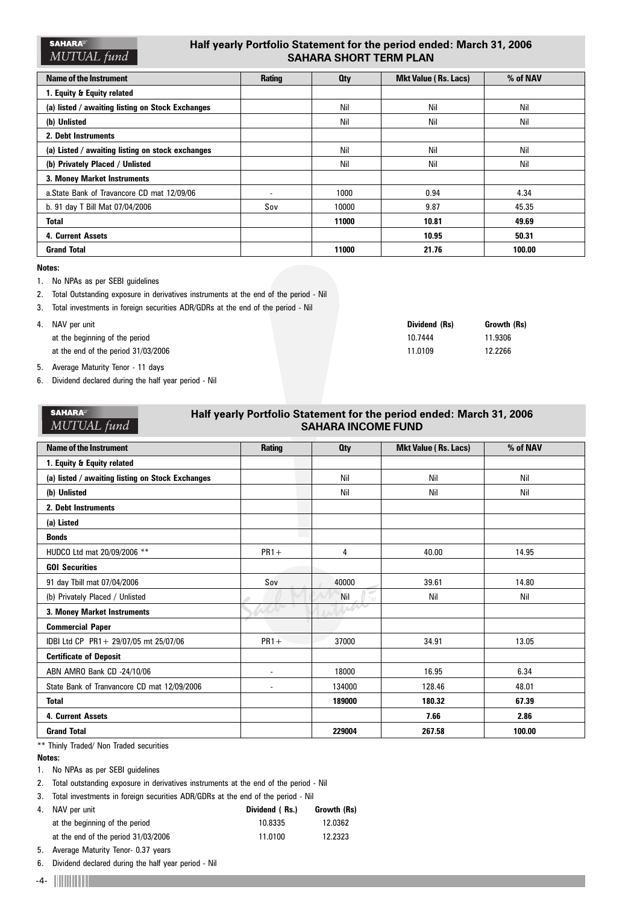**SAHARA MUTUAL fund**

## Half yearly Portfolio Statement for the period ended: March 31, 2006
### SAHARA SHORT TERM PLAN

| Name of the Instrument | Rating | Qty | Mkt Value ( Rs. Lacs) | % of NAV |
|---|---|---|---|---|
| **1. Equity & Equity related** | | | | |
| **(a) listed / awaiting listing on Stock Exchanges** | | Nil | Nil | Nil |
| **(b) Unlisted** | | Nil | Nil | Nil |
| **2. Debt Instruments** | | | | |
| **(a) Listed / awaiting listing on stock exchanges** | | Nil | Nil | Nil |
| **(b) Privately Placed / Unlisted** | | Nil | Nil | Nil |
| **3. Money Market Instruments** | | | | |
| a.State Bank of Travancore CD mat 12/09/06 | - | 1000 | 0.94 | 4.34 |
| b. 91 day T Bill Mat 07/04/2006 | Sov | 10000 | 9.87 | 45.35 |
| **Total** | | **11000** | **10.81** | **49.69** |
| **4. Current Assets** | | | **10.95** | **50.31** |
| **Grand Total** | | **11000** | **21.76** | **100.00** |

**Notes:**

1. No NPAs as per SEBI guidelines
2. Total Outstanding exposure in derivatives instruments at the end of the period - Nil
3. Total investments in foreign securities ADR/GDRs at the end of the period - Nil
4. NAV per unit

| | Dividend (Rs) | Growth (Rs) |
|---|---|---|
| at the beginning of the period | 10.7444 | 11.9306 |
| at the end of the period 31/03/2006 | 11.0109 | 12.2266 |

5. Average Maturity Tenor - 11 days
6. Dividend declared during the half year period - Nil

**SAHARA MUTUAL fund**

## Half yearly Portfolio Statement for the period ended: March 31, 2006
### SAHARA INCOME FUND

| Name of the Instrument | Rating | Qty | Mkt Value ( Rs. Lacs) | % of NAV |
|---|---|---|---|---|
| **1. Equity & Equity related** | | | | |
| **(a) listed / awaiting listing on Stock Exchanges** | | Nil | Nil | Nil |
| **(b) Unlisted** | | Nil | Nil | Nil |
| **2. Debt Instruments** | | | | |
| **(a) Listed** | | | | |
| **Bonds** | | | | |
| HUDCO Ltd mat 20/09/2006 ** | PR1+ | 4 | 40.00 | 14.95 |
| **GOI Securities** | | | | |
| 91 day Tbill mat 07/04/2006 | Sov | 40000 | 39.61 | 14.80 |
| (b) Privately Placed / Unlisted | | Nil | Nil | Nil |
| **3. Money Market Instruments** | | | | |
| **Commercial Paper** | | | | |
| IDBI Ltd CP PR1+ 29/07/05 mt 25/07/06 | PR1+ | 37000 | 34.91 | 13.05 |
| **Certificate of Deposit** | | | | |
| ABN AMRO Bank CD -24/10/06 | - | 18000 | 16.95 | 6.34 |
| State Bank of Tranvancore CD mat 12/09/2006 | - | 134000 | 128.46 | 48.01 |
| **Total** | | **189000** | **180.32** | **67.39** |
| **4. Current Assets** | | | **7.66** | **2.86** |
| **Grand Total** | | **229004** | **267.58** | **100.00** |

** Thinly Traded/ Non Traded securities

**Notes:**

1. No NPAs as per SEBI guidelines
2. Total outstanding exposure in derivatives instruments at the end of the period - Nil
3. Total investments in foreign securities ADR/GDRs at the end of the period - Nil
4. NAV per unit

| | Dividend ( Rs.) | Growth (Rs) |
|---|---|---|
| at the beginning of the period | 10.8335 | 12.0362 |
| at the end of the period 31/03/2006 | 11.0100 | 12.2323 |

5. Average Maturity Tenor- 0.37 years
6. Dividend declared during the half year period - Nil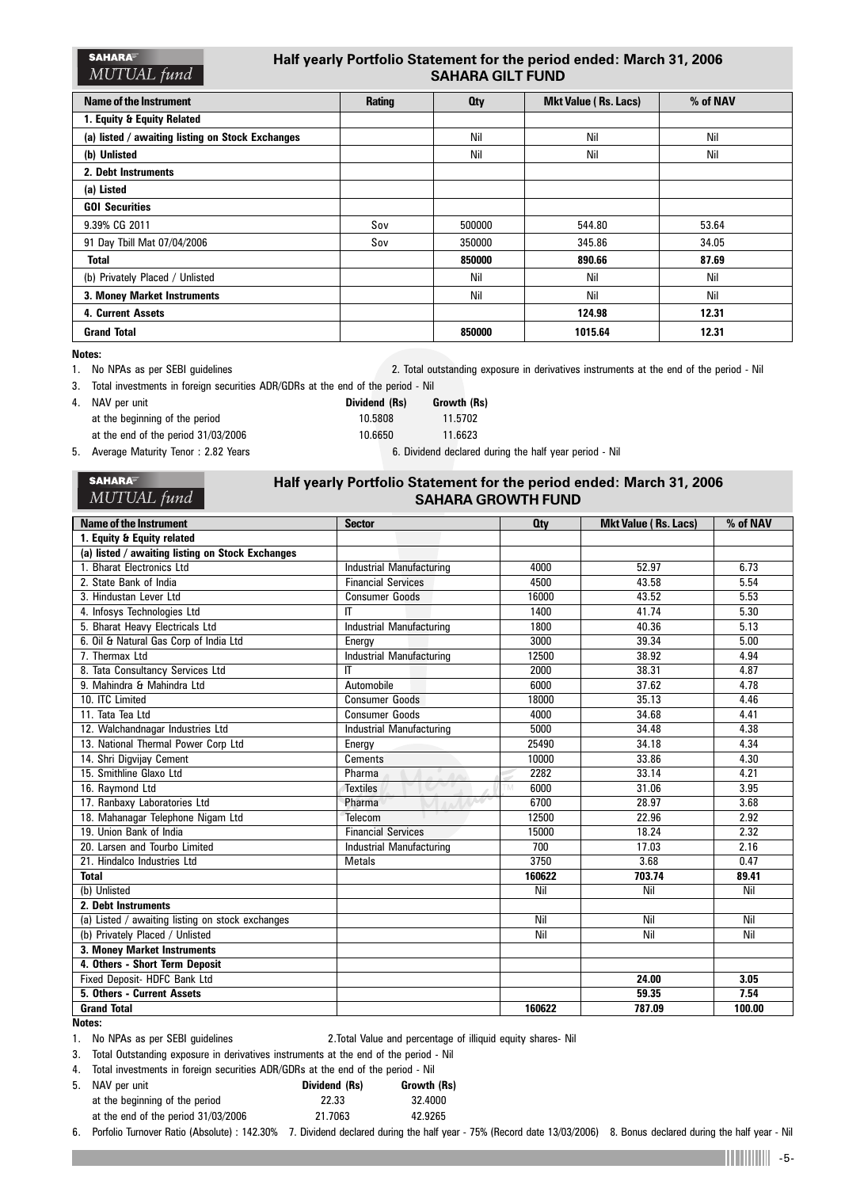## Half yearly Portfolio Statement for the period ended: March 31, 2006
## SAHARA GILT FUND

| Name of the Instrument | Rating | Qty | Mkt Value ( Rs. Lacs) | % of NAV |
|---|---|---|---|---|
| **1. Equity & Equity Related** | | | | |
| **(a) listed / awaiting listing on Stock Exchanges** | | Nil | Nil | Nil |
| **(b) Unlisted** | | Nil | Nil | Nil |
| **2. Debt Instruments** | | | | |
| **(a) Listed** | | | | |
| **GOI Securities** | | | | |
| 9.39% CG 2011 | Sov | 500000 | 544.80 | 53.64 |
| 91 Day Tbill Mat 07/04/2006 | Sov | 350000 | 345.86 | 34.05 |
| **Total** | | **850000** | **890.66** | **87.69** |
| (b) Privately Placed / Unlisted | | Nil | Nil | Nil |
| **3. Money Market Instruments** | | Nil | Nil | Nil |
| **4. Current Assets** | | | **124.98** | **12.31** |
| **Grand Total** | | **850000** | **1015.64** | **12.31** |

**Notes:**

1. No NPAs as per SEBI guidelines
2. Total outstanding exposure in derivatives instruments at the end of the period - Nil
3. Total investments in foreign securities ADR/GDRs at the end of the period - Nil
4. NAV per unit

| | Dividend (Rs) | Growth (Rs) |
|---|---|---|
| at the beginning of the period | 10.5808 | 11.5702 |
| at the end of the period 31/03/2006 | 10.6650 | 11.6623 |

5. Average Maturity Tenor : 2.82 Years
6. Dividend declared during the half year period - Nil

## Half yearly Portfolio Statement for the period ended: March 31, 2006
## SAHARA GROWTH FUND

| Name of the Instrument | Sector | Qty | Mkt Value ( Rs. Lacs) | % of NAV |
|---|---|---|---|---|
| **1. Equity & Equity related** | | | | |
| **(a) listed / awaiting listing on Stock Exchanges** | | | | |
| 1. Bharat Electronics Ltd | Industrial Manufacturing | 4000 | 52.97 | 6.73 |
| 2. State Bank of India | Financial Services | 4500 | 43.58 | 5.54 |
| 3. Hindustan Lever Ltd | Consumer Goods | 16000 | 43.52 | 5.53 |
| 4. Infosys Technologies Ltd | IT | 1400 | 41.74 | 5.30 |
| 5. Bharat Heavy Electricals Ltd | Industrial Manufacturing | 1800 | 40.36 | 5.13 |
| 6. Oil & Natural Gas Corp of India Ltd | Energy | 3000 | 39.34 | 5.00 |
| 7. Thermax Ltd | Industrial Manufacturing | 12500 | 38.92 | 4.94 |
| 8. Tata Consultancy Services Ltd | IT | 2000 | 38.31 | 4.87 |
| 9. Mahindra & Mahindra Ltd | Automobile | 6000 | 37.62 | 4.78 |
| 10. ITC Limited | Consumer Goods | 18000 | 35.13 | 4.46 |
| 11. Tata Tea Ltd | Consumer Goods | 4000 | 34.68 | 4.41 |
| 12. Walchandnagar Industries Ltd | Industrial Manufacturing | 5000 | 34.48 | 4.38 |
| 13. National Thermal Power Corp Ltd | Energy | 25490 | 34.18 | 4.34 |
| 14. Shri Digvijay Cement | Cements | 10000 | 33.86 | 4.30 |
| 15. Smithline Glaxo Ltd | Pharma | 2282 | 33.14 | 4.21 |
| 16. Raymond Ltd | Textiles | 6000 | 31.06 | 3.95 |
| 17. Ranbaxy Laboratories Ltd | Pharma | 6700 | 28.97 | 3.68 |
| 18. Mahanagar Telephone Nigam Ltd | Telecom | 12500 | 22.96 | 2.92 |
| 19. Union Bank of India | Financial Services | 15000 | 18.24 | 2.32 |
| 20. Larsen and Tourbo Limited | Industrial Manufacturing | 700 | 17.03 | 2.16 |
| 21. Hindalco Industries Ltd | Metals | 3750 | 3.68 | 0.47 |
| **Total** | | **160622** | **703.74** | **89.41** |
| (b) Unlisted | | Nil | Nil | Nil |
| **2. Debt Instruments** | | | | |
| (a) Listed / awaiting listing on stock exchanges | | Nil | Nil | Nil |
| (b) Privately Placed / Unlisted | | Nil | Nil | Nil |
| **3. Money Market Instruments** | | | | |
| **4. Others - Short Term Deposit** | | | | |
| Fixed Deposit- HDFC Bank Ltd | | | **24.00** | **3.05** |
| **5. Others - Current Assets** | | | **59.35** | **7.54** |
| **Grand Total** | | **160622** | **787.09** | **100.00** |

**Notes:**

1. No NPAs as per SEBI guidelines
2. Total Value and percentage of illiquid equity shares- Nil
3. Total Outstanding exposure in derivatives instruments at the end of the period - Nil
4. Total investments in foreign securities ADR/GDRs at the end of the period - Nil
5. NAV per unit

| | Dividend (Rs) | Growth (Rs) |
|---|---|---|
| at the beginning of the period | 22.33 | 32.4000 |
| at the end of the period 31/03/2006 | 21.7063 | 42.9265 |

6. Porfolio Turnover Ratio (Absolute) : 142.30%
7. Dividend declared during the half year - 75% (Record date 13/03/2006)
8. Bonus declared during the half year - Nil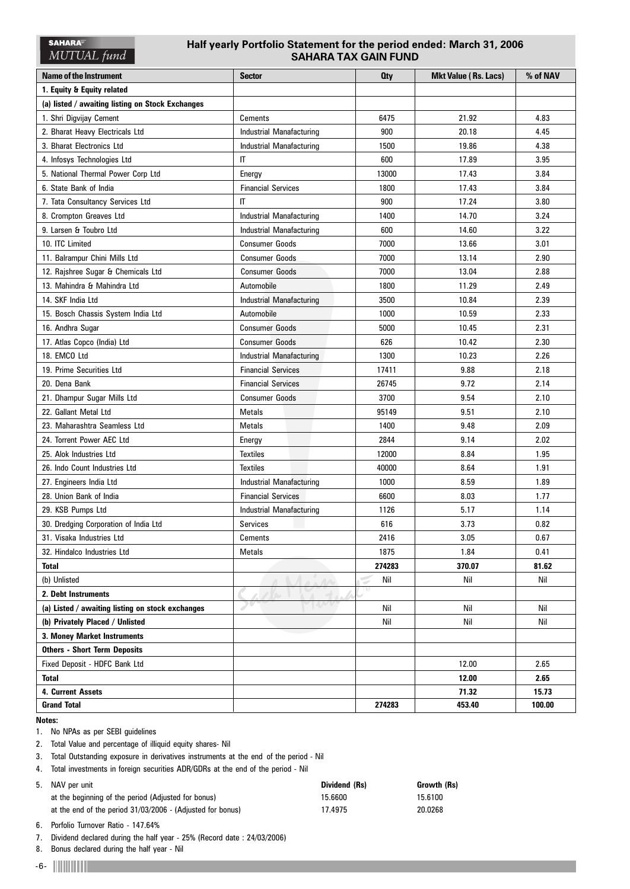# Half yearly Portfolio Statement for the period ended: March 31, 2006
## SAHARA TAX GAIN FUND

| Name of the Instrument | Sector | Qty | Mkt Value ( Rs. Lacs) | % of NAV |
|---|---|---|---|---|
| **1. Equity & Equity related** | | | | |
| **(a) listed / awaiting listing on Stock Exchanges** | | | | |
| 1. Shri Digvijay Cement | Cements | 6475 | 21.92 | 4.83 |
| 2. Bharat Heavy Electricals Ltd | Industrial Manafacturing | 900 | 20.18 | 4.45 |
| 3. Bharat Electronics Ltd | Industrial Manafacturing | 1500 | 19.86 | 4.38 |
| 4. Infosys Technologies Ltd | IT | 600 | 17.89 | 3.95 |
| 5. National Thermal Power Corp Ltd | Energy | 13000 | 17.43 | 3.84 |
| 6. State Bank of India | Financial Services | 1800 | 17.43 | 3.84 |
| 7. Tata Consultancy Services Ltd | IT | 900 | 17.24 | 3.80 |
| 8. Crompton Greaves Ltd | Industrial Manafacturing | 1400 | 14.70 | 3.24 |
| 9. Larsen & Toubro Ltd | Industrial Manafacturing | 600 | 14.60 | 3.22 |
| 10. ITC Limited | Consumer Goods | 7000 | 13.66 | 3.01 |
| 11. Balrampur Chini Mills Ltd | Consumer Goods | 7000 | 13.14 | 2.90 |
| 12. Rajshree Sugar & Chemicals Ltd | Consumer Goods | 7000 | 13.04 | 2.88 |
| 13. Mahindra & Mahindra Ltd | Automobile | 1800 | 11.29 | 2.49 |
| 14. SKF India Ltd | Industrial Manafacturing | 3500 | 10.84 | 2.39 |
| 15. Bosch Chassis System India Ltd | Automobile | 1000 | 10.59 | 2.33 |
| 16. Andhra Sugar | Consumer Goods | 5000 | 10.45 | 2.31 |
| 17. Atlas Copco (India) Ltd | Consumer Goods | 626 | 10.42 | 2.30 |
| 18. EMCO Ltd | Industrial Manafacturing | 1300 | 10.23 | 2.26 |
| 19. Prime Securities Ltd | Financial Services | 17411 | 9.88 | 2.18 |
| 20. Dena Bank | Financial Services | 26745 | 9.72 | 2.14 |
| 21. Dhampur Sugar Mills Ltd | Consumer Goods | 3700 | 9.54 | 2.10 |
| 22. Gallant Metal Ltd | Metals | 95149 | 9.51 | 2.10 |
| 23. Maharashtra Seamless Ltd | Metals | 1400 | 9.48 | 2.09 |
| 24. Torrent Power AEC Ltd | Energy | 2844 | 9.14 | 2.02 |
| 25. Alok Industries Ltd | Textiles | 12000 | 8.84 | 1.95 |
| 26. Indo Count Industries Ltd | Textiles | 40000 | 8.64 | 1.91 |
| 27. Engineers India Ltd | Industrial Manafacturing | 1000 | 8.59 | 1.89 |
| 28. Union Bank of India | Financial Services | 6600 | 8.03 | 1.77 |
| 29. KSB Pumps Ltd | Industrial Manafacturing | 1126 | 5.17 | 1.14 |
| 30. Dredging Corporation of India Ltd | Services | 616 | 3.73 | 0.82 |
| 31. Visaka Industries Ltd | Cements | 2416 | 3.05 | 0.67 |
| 32. Hindalco Industries Ltd | Metals | 1875 | 1.84 | 0.41 |
| **Total** | | **274283** | **370.07** | **81.62** |
| (b) Unlisted | | Nil | Nil | Nil |
| **2. Debt Instruments** | | | | |
| **(a) Listed / awaiting listing on stock exchanges** | | Nil | Nil | Nil |
| **(b) Privately Placed / Unlisted** | | Nil | Nil | Nil |
| **3. Money Market Instruments** | | | | |
| **Others - Short Term Deposits** | | | | |
| Fixed Deposit - HDFC Bank Ltd | | | 12.00 | 2.65 |
| **Total** | | | **12.00** | **2.65** |
| **4. Current Assets** | | | **71.32** | **15.73** |
| **Grand Total** | | **274283** | **453.40** | **100.00** |

**Notes:**

1. No NPAs as per SEBI guidelines
2. Total Value and percentage of illiquid equity shares- Nil
3. Total Outstanding exposure in derivatives instruments at the end of the period - Nil
4. Total investments in foreign securities ADR/GDRs at the end of the period - Nil
5. NAV per unit

| | Dividend (Rs) | Growth (Rs) |
|---|---|---|
| at the beginning of the period (Adjusted for bonus) | 15.6600 | 15.6100 |
| at the end of the period 31/03/2006 - (Adjusted for bonus) | 17.4975 | 20.0268 |

6. Porfolio Turnover Ratio - 147.64%
7. Dividend declared during the half year - 25% (Record date : 24/03/2006)
8. Bonus declared during the half year - Nil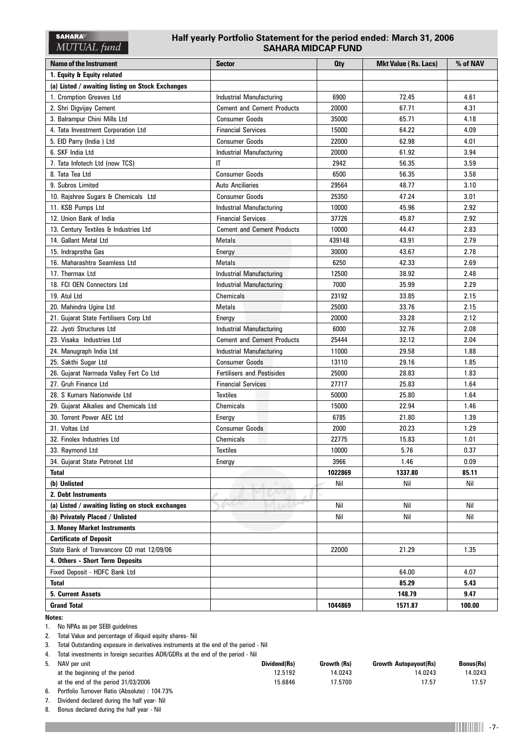SAHARA MUTUAL fund

# Half yearly Portfolio Statement for the period ended: March 31, 2006
## SAHARA MIDCAP FUND

| Name of the Instrument | Sector | Qty | Mkt Value ( Rs. Lacs) | % of NAV |
|---|---|---|---|---|
| **1. Equity & Equity related** | | | | |
| **(a) Listed / awaiting listing on Stock Exchanges** | | | | |
| 1. Cromption Greaves Ltd | Industrial Manufacturing | 6900 | 72.45 | 4.61 |
| 2. Shri Digvijay Cement | Cement and Cement Products | 20000 | 67.71 | 4.31 |
| 3. Balrampur Chini Mills Ltd | Consumer Goods | 35000 | 65.71 | 4.18 |
| 4. Tata Investment Corporation Ltd | Financial Services | 15000 | 64.22 | 4.09 |
| 5. EID Parry (India ) Ltd | Consumer Goods | 22000 | 62.98 | 4.01 |
| 6. SKF India Ltd | Industrial Manufacturing | 20000 | 61.92 | 3.94 |
| 7. Tata Infotech Ltd (now TCS) | IT | 2942 | 56.35 | 3.59 |
| 8. Tata Tea Ltd | Consumer Goods | 6500 | 56.35 | 3.58 |
| 9. Subros Limited | Auto Anciliaries | 29564 | 48.77 | 3.10 |
| 10. Rajshree Sugars & Chemicals Ltd | Consumer Goods | 25350 | 47.24 | 3.01 |
| 11. KSB Pumps Ltd | Industrial Manufacturing | 10000 | 45.96 | 2.92 |
| 12. Union Bank of India | Financial Services | 37726 | 45.87 | 2.92 |
| 13. Century Textiles & Industries Ltd | Cement and Cement Products | 10000 | 44.47 | 2.83 |
| 14. Gallant Metal Ltd | Metals | 439148 | 43.91 | 2.79 |
| 15. Indraprstha Gas | Energy | 30000 | 43.67 | 2.78 |
| 16. Maharashtra Seamless Ltd | Metals | 6250 | 42.33 | 2.69 |
| 17. Thermax Ltd | Industrial Manufacturing | 12500 | 38.92 | 2.48 |
| 18. FCI OEN Connectors Ltd | Industrial Manufacturing | 7000 | 35.99 | 2.29 |
| 19. Atul Ltd | Chemicals | 23192 | 33.85 | 2.15 |
| 20. Mahindra Ugine Ltd | Metals | 25000 | 33.76 | 2.15 |
| 21. Gujarat State Fertilisers Corp Ltd | Energy | 20000 | 33.28 | 2.12 |
| 22. Jyoti Structures Ltd | Industrial Manufacturing | 6000 | 32.76 | 2.08 |
| 23. Visaka Industries Ltd | Cement and Cement Products | 25444 | 32.12 | 2.04 |
| 24. Manugraph India Ltd | Industrial Manufacturing | 11000 | 29.58 | 1.88 |
| 25. Sakthi Sugar Ltd | Consumer Goods | 13110 | 29.16 | 1.85 |
| 26. Gujarat Narmada Valley Fert Co Ltd | Fertilisers and Pestisides | 25000 | 28.83 | 1.83 |
| 27. Gruh Finance Ltd | Financial Services | 27717 | 25.83 | 1.64 |
| 28. S Kumars Nationwide Ltd | Textiles | 50000 | 25.80 | 1.64 |
| 29. Gujarat Alkalies and Chemicals Ltd | Chemicals | 15000 | 22.94 | 1.46 |
| 30. Torrent Power AEC Ltd | Energy | 6785 | 21.80 | 1.39 |
| 31. Voltas Ltd | Consumer Goods | 2000 | 20.23 | 1.29 |
| 32. Finolex Industries Ltd | Chemicals | 22775 | 15.83 | 1.01 |
| 33. Raymond Ltd | Textiles | 10000 | 5.76 | 0.37 |
| 34. Gujarat State Petronet Ltd | Energy | 3966 | 1.46 | 0.09 |
| **Total** | | **1022869** | **1337.80** | **85.11** |
| **(b) Unlisted** | | Nil | Nil | Nil |
| **2. Debt Instruments** | | | | |
| **(a) Listed / awaiting listing on stock exchanges** | | Nil | Nil | Nil |
| **(b) Privately Placed / Unlisted** | | Nil | Nil | Nil |
| **3. Money Market Instruments** | | | | |
| **Certificate of Deposit** | | | | |
| State Bank of Tranvancore CD mat 12/09/06 | | 22000 | 21.29 | 1.35 |
| **4. Others - Short Term Deposits** | | | | |
| Fixed Deposit - HDFC Bank Ltd | | | 64.00 | 4.07 |
| **Total** | | | **85.29** | **5.43** |
| **5. Current Assets** | | | **148.79** | **9.47** |
| **Grand Total** | | **1044869** | **1571.87** | **100.00** |

**Notes:**

1. No NPAs as per SEBI guidelines
2. Total Value and percentage of illiquid equity shares- Nil
3. Total Outstanding exposure in derivatives instruments at the end of the period - Nil
4. Total investments in foreign securities ADR/GDRs at the end of the period - Nil
5. NAV per unit

| | Dividend(Rs) | Growth (Rs) | Growth Autopayout(Rs) | Bonus(Rs) |
|---|---|---|---|---|
| at the beginning of the period | 12.5192 | 14.0243 | 14.0243 | 14.0243 |
| at the end of the period 31/03/2006 | 15.6846 | 17.5700 | 17.57 | 17.57 |

6. Portfolio Turnover Ratio (Absolute) : 104.73%
7. Dividend declared during the half year- Nil
8. Bonus declared during the half year - Nil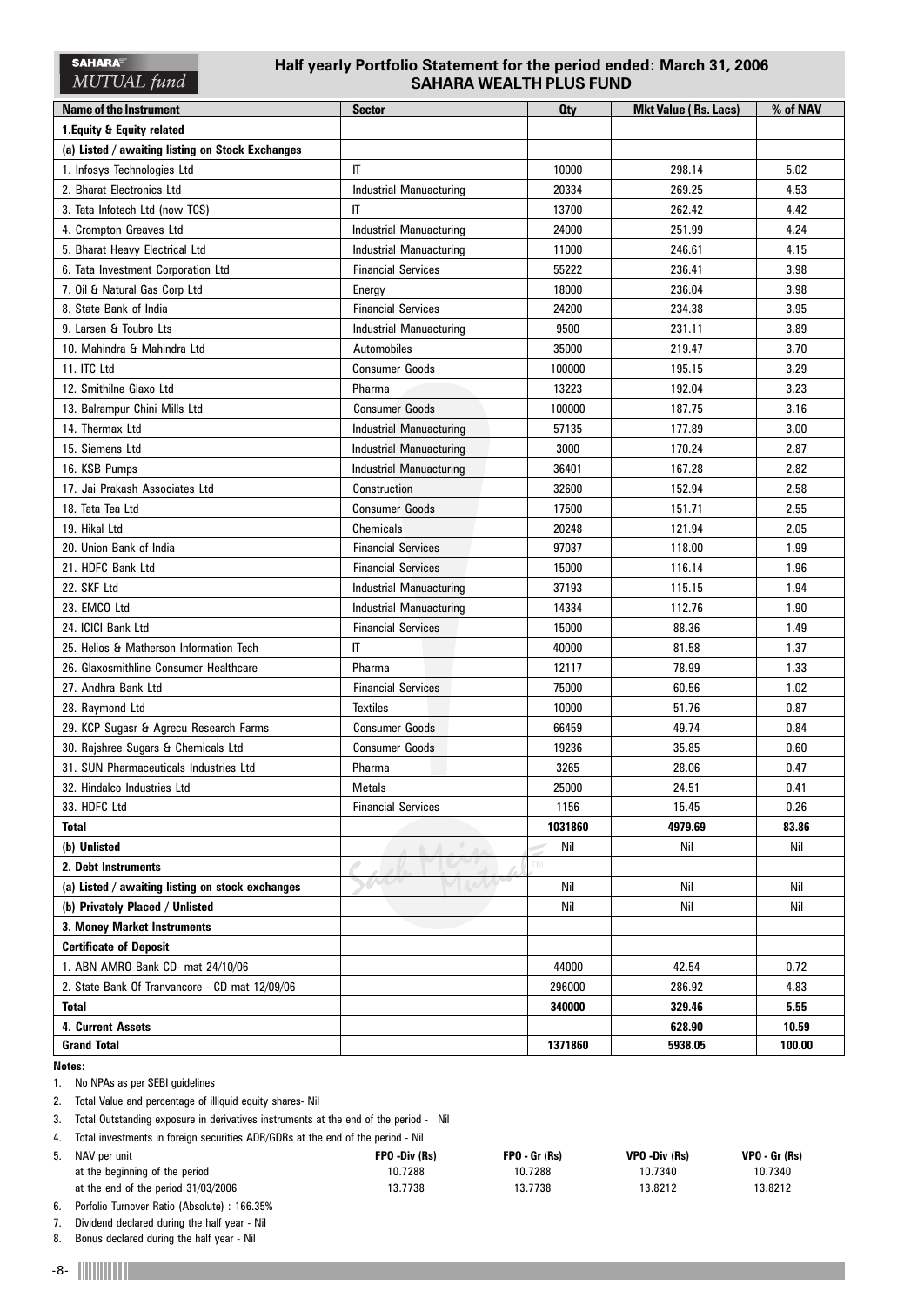## Half yearly Portfolio Statement for the period ended: March 31, 2006
## SAHARA WEALTH PLUS FUND

| Name of the Instrument | Sector | Qty | Mkt Value ( Rs. Lacs) | % of NAV |
|---|---|---|---|---|
| **1.Equity & Equity related** | | | | |
| **(a) Listed / awaiting listing on Stock Exchanges** | | | | |
| 1. Infosys Technologies Ltd | IT | 10000 | 298.14 | 5.02 |
| 2. Bharat Electronics Ltd | Industrial Manuacturing | 20334 | 269.25 | 4.53 |
| 3. Tata Infotech Ltd (now TCS) | IT | 13700 | 262.42 | 4.42 |
| 4. Crompton Greaves Ltd | Industrial Manuacturing | 24000 | 251.99 | 4.24 |
| 5. Bharat Heavy Electrical Ltd | Industrial Manuacturing | 11000 | 246.61 | 4.15 |
| 6. Tata Investment Corporation Ltd | Financial Services | 55222 | 236.41 | 3.98 |
| 7. Oil & Natural Gas Corp Ltd | Energy | 18000 | 236.04 | 3.98 |
| 8. State Bank of India | Financial Services | 24200 | 234.38 | 3.95 |
| 9. Larsen & Toubro Lts | Industrial Manuacturing | 9500 | 231.11 | 3.89 |
| 10. Mahindra & Mahindra Ltd | Automobiles | 35000 | 219.47 | 3.70 |
| 11. ITC Ltd | Consumer Goods | 100000 | 195.15 | 3.29 |
| 12. Smithilne Glaxo Ltd | Pharma | 13223 | 192.04 | 3.23 |
| 13. Balrampur Chini Mills Ltd | Consumer Goods | 100000 | 187.75 | 3.16 |
| 14. Thermax Ltd | Industrial Manuacturing | 57135 | 177.89 | 3.00 |
| 15. Siemens Ltd | Industrial Manuacturing | 3000 | 170.24 | 2.87 |
| 16. KSB Pumps | Industrial Manuacturing | 36401 | 167.28 | 2.82 |
| 17. Jai Prakash Associates Ltd | Construction | 32600 | 152.94 | 2.58 |
| 18. Tata Tea Ltd | Consumer Goods | 17500 | 151.71 | 2.55 |
| 19. Hikal Ltd | Chemicals | 20248 | 121.94 | 2.05 |
| 20. Union Bank of India | Financial Services | 97037 | 118.00 | 1.99 |
| 21. HDFC Bank Ltd | Financial Services | 15000 | 116.14 | 1.96 |
| 22. SKF Ltd | Industrial Manuacturing | 37193 | 115.15 | 1.94 |
| 23. EMCO Ltd | Industrial Manuacturing | 14334 | 112.76 | 1.90 |
| 24. ICICI Bank Ltd | Financial Services | 15000 | 88.36 | 1.49 |
| 25. Helios & Matherson Information Tech | IT | 40000 | 81.58 | 1.37 |
| 26. Glaxosmithline Consumer Healthcare | Pharma | 12117 | 78.99 | 1.33 |
| 27. Andhra Bank Ltd | Financial Services | 75000 | 60.56 | 1.02 |
| 28. Raymond Ltd | Textiles | 10000 | 51.76 | 0.87 |
| 29. KCP Sugasr & Agrecu Research Farms | Consumer Goods | 66459 | 49.74 | 0.84 |
| 30. Rajshree Sugars & Chemicals Ltd | Consumer Goods | 19236 | 35.85 | 0.60 |
| 31. SUN Pharmaceuticals Industries Ltd | Pharma | 3265 | 28.06 | 0.47 |
| 32. Hindalco Industries Ltd | Metals | 25000 | 24.51 | 0.41 |
| 33. HDFC Ltd | Financial Services | 1156 | 15.45 | 0.26 |
| **Total** | | **1031860** | **4979.69** | **83.86** |
| **(b) Unlisted** | | Nil | Nil | Nil |
| **2. Debt Instruments** | | | | |
| **(a) Listed / awaiting listing on stock exchanges** | | Nil | Nil | Nil |
| **(b) Privately Placed / Unlisted** | | Nil | Nil | Nil |
| **3. Money Market Instruments** | | | | |
| **Certificate of Deposit** | | | | |
| 1. ABN AMRO Bank CD- mat 24/10/06 | | 44000 | 42.54 | 0.72 |
| 2. State Bank Of Tranvancore - CD mat 12/09/06 | | 296000 | 286.92 | 4.83 |
| **Total** | | **340000** | **329.46** | **5.55** |
| **4. Current Assets** | | | **628.90** | **10.59** |
| **Grand Total** | | **1371860** | **5938.05** | **100.00** |

**Notes:**

1. No NPAs as per SEBI guidelines
2. Total Value and percentage of illiquid equity shares- Nil
3. Total Outstanding exposure in derivatives instruments at the end of the period - Nil
4. Total investments in foreign securities ADR/GDRs at the end of the period - Nil
5. NAV per unit

| | FPO -Div (Rs) | FPO - Gr (Rs) | VPO -Div (Rs) | VPO - Gr (Rs) |
|---|---|---|---|---|
| at the beginning of the period | 10.7288 | 10.7288 | 10.7340 | 10.7340 |
| at the end of the period 31/03/2006 | 13.7738 | 13.7738 | 13.8212 | 13.8212 |

6. Porfolio Turnover Ratio (Absolute) : 166.35%
7. Dividend declared during the half year - Nil
8. Bonus declared during the half year - Nil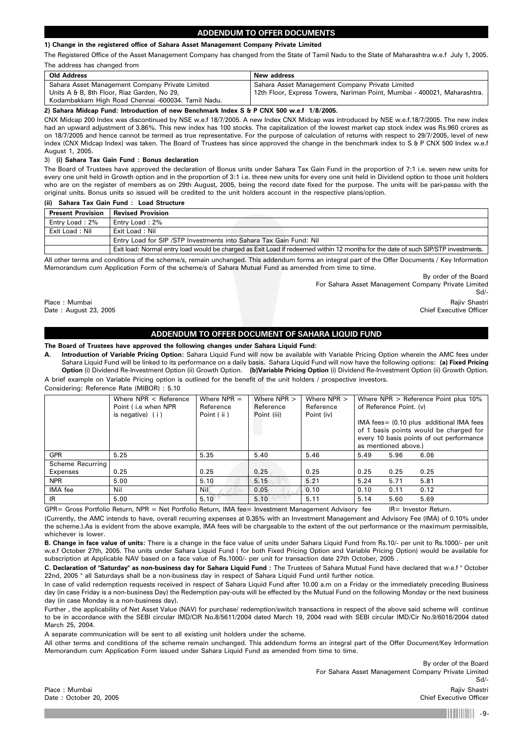## ADDENDUM TO OFFER DOCUMENTS

**1) Change in the registered office of Sahara Asset Management Company Private Limited**

The Registered Office of the Asset Management Company has changed from the State of Tamil Nadu to the State of Maharashtra w.e.f July 1, 2005.

The address has changed from

| Old Address | New address |
|---|---|
| Sahara Asset Management Company Private Limited<br>Units A & B, 8th Floor, Riaz Garden, No 29,<br>Kodambakkam High Road Chennai -600034. Tamil Nadu. | Sahara Asset Management Company Private Limited<br>12th Floor, Express Towers, Nariman Point, Mumbai - 400021, Maharashtra. |

**2) Sahara Midcap Fund: Introduction of new Benchmark Index S & P CNX 500 w.e.f 1/8/2005.**

CNX Midcap 200 Index was discontinued by NSE w.e.f 18/7/2005. A new Index CNX Midcap was introduced by NSE w.e.f.18/7/2005. The new index had an upward adjustment of 3.86%. This new index has 100 stocks. The capitalization of the lowest market cap stock index was Rs.960 crores as on 18/7/2005 and hence cannot be termed as true representative. For the purpose of calculation of returns with respect to 29/7/2005, level of new index (CNX Midcap Index) was taken. The Board of Trustees has since approved the change in the benchmark index to S & P CNX 500 Index w.e.f August 1, 2005.

3) **(i) Sahara Tax Gain Fund : Bonus declaration**

The Board of Trustees have approved the declaration of Bonus units under Sahara Tax Gain Fund in the proportion of 7:1 i.e. seven new units for every one unit held in Growth option and in the proportion of 3:1 i.e. three new units for every one unit held in Dividend option to those unit holders who are on the register of members as on 29th August, 2005, being the record date fixed for the purpose. The units will be pari-passu with the original units. Bonus units so issued will be credited to the unit holders account in the respective plans/option.

**(ii) Sahara Tax Gain Fund : Load Structure**

| Present Provision | Revised Provision |
|---|---|
| Entry Load : 2% | Entry Load : 2% |
| Exit Load : Nil | Exit Load : Nil |
| | Entry Load for SIP /STP Investments into Sahara Tax Gain Fund: Nil |
| | Exit load: Normal entry load would be charged as Exit Load if redeemed within 12 months for the date of such SIP/STP investments. |

All other terms and conditions of the scheme/s, remain unchanged. This addendum forms an integral part of the Offer Documents / Key Information Memorandum cum Application Form of the scheme/s of Sahara Mutual Fund as amended from time to time.

By order of the Board
For Sahara Asset Management Company Private Limited
Sd/-
Rajiv Shastri
Chief Executive Officer

Place : Mumbai
Date : August 23, 2005

## ADDENDUM TO OFFER DOCUMENT OF SAHARA LIQUID FUND

**The Board of Trustees have approved the following changes under Sahara Liquid Fund:**

**A. Introduction of Variable Pricing Option:** Sahara Liquid Fund will now be available with Variable Pricing Option wherein the AMC fees under Sahara Liquid Fund will be linked to its performance on a daily basis. Sahara Liquid Fund will now have the following options: **(a) Fixed Pricing Option** (i) Dividend Re-Investment Option (ii) Growth Option. **(b)Variable Pricing Option** (i) Dividend Re-Investment Option (ii) Growth Option.

A brief example on Variable Pricing option is outlined for the benefit of the unit holders / prospective investors.

Considering: Reference Rate (MIBOR) : 5.10

| | Where NPR < Reference Point ( i.e when NPR is negative) ( i ) | Where NPR = Reference Point ( ii ) | Where NPR > Reference Point (iii) | Where NPR > Reference Point (iv) | Where NPR > Reference Point plus 10% of Reference Point. (v) IMA fees= (0.10 plus additional IMA fees of 1 basis points would be charged for every 10 basis points of out performance as mentioned above.) | | |
|---|---|---|---|---|---|---|---|
| GPR | 5.25 | 5.35 | 5.40 | 5.46 | 5.49 | 5.96 | 6.06 |
| Scheme Recurring Expenses | 0.25 | 0.25 | 0.25 | 0.25 | 0.25 | 0.25 | 0.25 |
| NPR | 5.00 | 5.10 | 5.15 | 5.21 | 5.24 | 5.71 | 5.81 |
| IMA fee | Nil | Nil | 0.05 | 0.10 | 0.10 | 0.11 | 0.12 |
| IR | 5.00 | 5.10 | 5.10 | 5.11 | 5.14 | 5.60 | 5.69 |

GPR= Gross Portfolio Return, NPR = Net Portfolio Return, IMA fee= Investment Management Advisory fee IR= Investor Return.

(Currently, the AMC intends to have, overall recurring expenses at 0.35% with an Investment Management and Advisory Fee (IMA) of 0.10% under the scheme.).As is evident from the above example, IMA fees will be chargeable to the extent of the out performance or the maximum permissible, whichever is lower.

**B. Change in face value of units:** There is a change in the face value of units under Sahara Liquid Fund from Rs.10/- per unit to Rs.1000/- per unit w.e.f October 27th, 2005. The units under Sahara Liquid Fund ( for both Fixed Pricing Option and Variable Pricing Option) would be available for subscription at Applicable NAV based on a face value of Rs.1000/- per unit for transaction date 27th October, 2005 .

**C. Declaration of "Saturday" as non-business day for Sahara Liquid Fund :** The Trustees of Sahara Mutual Fund have declared that w.e.f " October 22nd, 2005 " all Saturdays shall be a non-business day in respect of Sahara Liquid Fund until further notice.

In case of valid redemption requests received in respect of Sahara Liquid Fund after 10.00 a.m on a Friday or the immediately preceding Business day (in case Friday is a non-business Day) the Redemption pay-outs will be effected by the Mutual Fund on the following Monday or the next business day (in case Monday is a non-business day).

Further , the applicability of Net Asset Value (NAV) for purchase/ redemption/switch transactions in respect of the above said scheme will continue to be in accordance with the SEBI circular IMD/CIR No.8/5611/2004 dated March 19, 2004 read with SEBI circular IMD/Cir No.9/6016/2004 dated March 25, 2004.

A separate communication will be sent to all existing unit holders under the scheme.

All other terms and conditions of the scheme remain unchanged. This addendum forms an integral part of the Offer Document/Key Information Memorandum cum Application Form issued under Sahara Liquid Fund as amended from time to time.

By order of the Board
For Sahara Asset Management Company Private Limited
Sd/-
Rajiv Shastri
Chief Executive Officer

Place : Mumbai
Date : October 20, 2005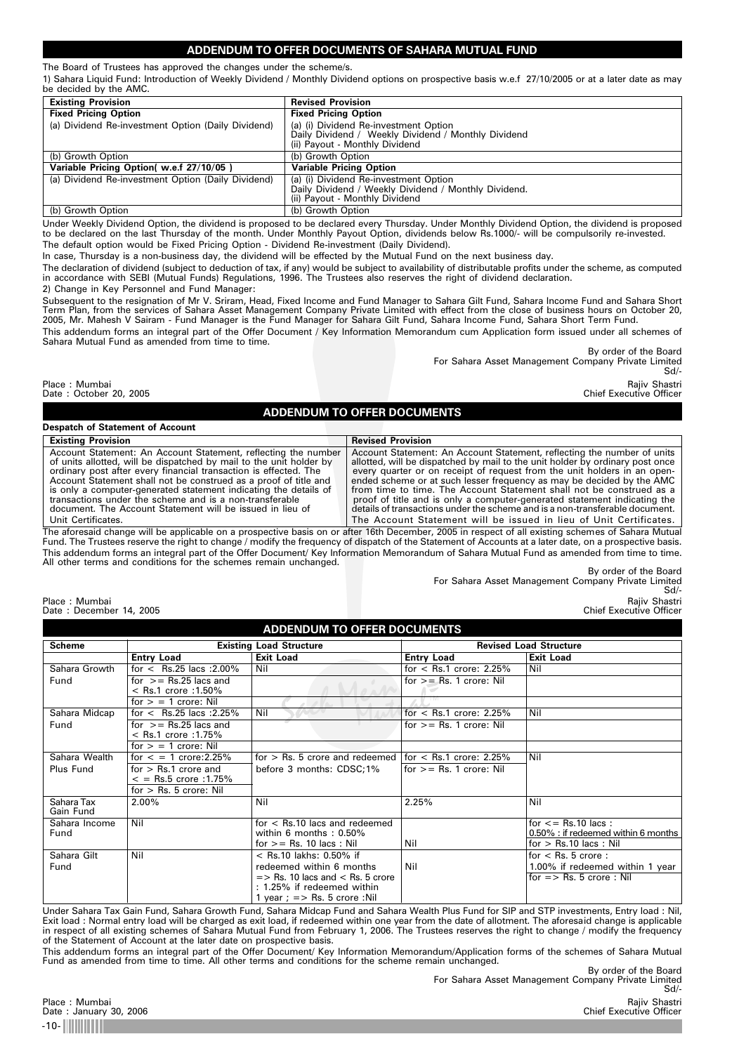## ADDENDUM TO OFFER DOCUMENTS OF SAHARA MUTUAL FUND

The Board of Trustees has approved the changes under the scheme/s.

1) Sahara Liquid Fund: Introduction of Weekly Dividend / Monthly Dividend options on prospective basis w.e.f 27/10/2005 or at a later date as may be decided by the AMC.

| Existing Provision | Revised Provision |
|---|---|
| **Fixed Pricing Option** | **Fixed Pricing Option** |
| (a) Dividend Re-investment Option (Daily Dividend) | (a) (i) Dividend Re-investment Option Daily Dividend / Weekly Dividend / Monthly Dividend (ii) Payout - Monthly Dividend |
| (b) Growth Option | (b) Growth Option |
| **Variable Pricing Option( w.e.f 27/10/05 )** | **Variable Pricing Option** |
| (a) Dividend Re-investment Option (Daily Dividend) | (a) (i) Dividend Re-investment Option Daily Dividend / Weekly Dividend / Monthly Dividend. (ii) Payout - Monthly Dividend |
| (b) Growth Option | (b) Growth Option |

Under Weekly Dividend Option, the dividend is proposed to be declared every Thursday. Under Monthly Dividend Option, the dividend is proposed to be declared on the last Thursday of the month. Under Monthly Payout Option, dividends below Rs.1000/- will be compulsorily re-invested.

The default option would be Fixed Pricing Option - Dividend Re-investment (Daily Dividend).

In case, Thursday is a non-business day, the dividend will be effected by the Mutual Fund on the next business day.

The declaration of dividend (subject to deduction of tax, if any) would be subject to availability of distributable profits under the scheme, as computed in accordance with SEBI (Mutual Funds) Regulations, 1996. The Trustees also reserves the right of dividend declaration.

2) Change in Key Personnel and Fund Manager:

Subsequent to the resignation of Mr V. Sriram, Head, Fixed Income and Fund Manager to Sahara Gilt Fund, Sahara Income Fund and Sahara Short Term Plan, from the services of Sahara Asset Management Company Private Limited with effect from the close of business hours on October 20, 2005, Mr. Mahesh V Sairam - Fund Manager is the Fund Manager for Sahara Gilt Fund, Sahara Income Fund, Sahara Short Term Fund.

This addendum forms an integral part of the Offer Document / Key Information Memorandum cum Application form issued under all schemes of Sahara Mutual Fund as amended from time to time.

By order of the Board
For Sahara Asset Management Company Private Limited
Sd/-
Rajiv Shastri
Chief Executive Officer

Place : Mumbai
Date : October 20, 2005

## ADDENDUM TO OFFER DOCUMENTS

**Despatch of Statement of Account**

| Existing Provision | Revised Provision |
|---|---|
| Account Statement: An Account Statement, reflecting the number of units allotted, will be dispatched by mail to the unit holder by ordinary post after every financial transaction is effected. The Account Statement shall not be construed as a proof of title and is only a computer-generated statement indicating the details of transactions under the scheme and is a non-transferable document. The Account Statement will be issued in lieu of Unit Certificates. | Account Statement: An Account Statement, reflecting the number of units allotted, will be dispatched by mail to the unit holder by ordinary post once every quarter or on receipt of request from the unit holders in an open-ended scheme or at such lesser frequency as may be decided by the AMC from time to time. The Account Statement shall not be construed as a proof of title and is only a computer-generated statement indicating the details of transactions under the scheme and is a non-transferable document. The Account Statement will be issued in lieu of Unit Certificates. |

The aforesaid change will be applicable on a prospective basis on or after 16th December, 2005 in respect of all existing schemes of Sahara Mutual Fund. The Trustees reserve the right to change / modify the frequency of dispatch of the Statement of Accounts at a later date, on a prospective basis.

This addendum forms an integral part of the Offer Document/ Key Information Memorandum of Sahara Mutual Fund as amended from time to time. All other terms and conditions for the schemes remain unchanged.

By order of the Board
For Sahara Asset Management Company Private Limited
Sd/-
Rajiv Shastri
Chief Executive Officer

Place : Mumbai
Date : December 14, 2005

## ADDENDUM TO OFFER DOCUMENTS

| Scheme | Existing Load Structure | | Revised Load Structure | |
|---|---|---|---|---|
| | **Entry Load** | **Exit Load** | **Entry Load** | **Exit Load** |
| Sahara Growth Fund | for < Rs.25 lacs :2.00% | Nil | for < Rs.1 crore: 2.25% | Nil |
| | for >= Rs.25 lacs and < Rs.1 crore :1.50% | | for >= Rs. 1 crore: Nil | |
| | for > = 1 crore: Nil | | | |
| Sahara Midcap Fund | for < Rs.25 lacs :2.25% | Nil | for < Rs.1 crore: 2.25% | Nil |
| | for >= Rs.25 lacs and < Rs.1 crore :1.75% | | for >= Rs. 1 crore: Nil | |
| | for > = 1 crore: Nil | | | |
| Sahara Wealth Plus Fund | for < = 1 crore:2.25% | for > Rs. 5 crore and redeemed before 3 months: CDSC;1% | for < Rs.1 crore: 2.25% | Nil |
| | for > Rs.1 crore and < = Rs.5 crore :1.75% | | for >= Rs. 1 crore: Nil | |
| | for > Rs. 5 crore: Nil | | | |
| Sahara Tax Gain Fund | 2.00% | Nil | 2.25% | Nil |
| Sahara Income Fund | Nil | for < Rs.10 lacs and redeemed within 6 months : 0.50% | | for <= Rs.10 lacs : 0.50% : if redeemed within 6 months |
| | | for >= Rs. 10 lacs : Nil | Nil | for > Rs.10 lacs : Nil |
| Sahara Gilt Fund | Nil | < Rs.10 lakhs: 0.50% if redeemed within 6 months | Nil | for < Rs. 5 crore : 1.00% if redeemed within 1 year |
| | | => Rs. 10 lacs and < Rs. 5 crore : 1.25% if redeemed within 1 year ; => Rs. 5 crore :Nil | | for => Rs. 5 crore : Nil |

Under Sahara Tax Gain Fund, Sahara Growth Fund, Sahara Midcap Fund and Sahara Wealth Plus Fund for SIP and STP investments, Entry load : Nil, Exit load : Normal entry load will be charged as exit load, if redeemed within one year from the date of allotment. The aforesaid change is applicable in respect of all existing schemes of Sahara Mutual Fund from February 1, 2006. The Trustees reserves the right to change / modify the frequency of the Statement of Account at the later date on prospective basis.

This addendum forms an integral part of the Offer Document/ Key Information Memorandum/Application forms of the schemes of Sahara Mutual Fund as amended from time to time. All other terms and conditions for the scheme remain unchanged.

By order of the Board
For Sahara Asset Management Company Private Limited
Sd/-
Rajiv Shastri
Chief Executive Officer

Place : Mumbai
Date : January 30, 2006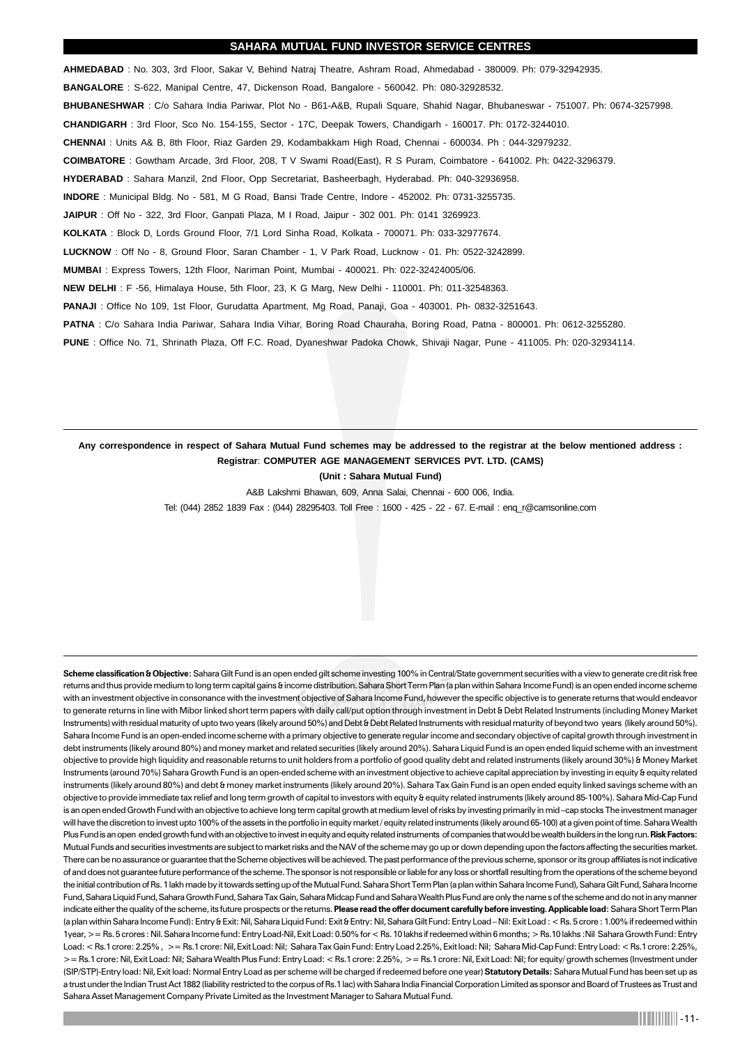## SAHARA MUTUAL FUND INVESTOR SERVICE CENTRES

**AHMEDABAD** : No. 303, 3rd Floor, Sakar V, Behind Natraj Theatre, Ashram Road, Ahmedabad - 380009. Ph: 079-32942935.

**BANGALORE** : S-622, Manipal Centre, 47, Dickenson Road, Bangalore - 560042. Ph: 080-32928532.

**BHUBANESHWAR** : C/o Sahara India Pariwar, Plot No - B61-A&B, Rupali Square, Shahid Nagar, Bhubaneswar - 751007. Ph: 0674-3257998.

**CHANDIGARH** : 3rd Floor, Sco No. 154-155, Sector - 17C, Deepak Towers, Chandigarh - 160017. Ph: 0172-3244010.

**CHENNAI** : Units A& B, 8th Floor, Riaz Garden 29, Kodambakkam High Road, Chennai - 600034. Ph : 044-32979232.

**COIMBATORE** : Gowtham Arcade, 3rd Floor, 208, T V Swami Road(East), R S Puram, Coimbatore - 641002. Ph: 0422-3296379.

**HYDERABAD** : Sahara Manzil, 2nd Floor, Opp Secretariat, Basheerbagh, Hyderabad. Ph: 040-32936958.

**INDORE** : Municipal Bldg. No - 581, M G Road, Bansi Trade Centre, Indore - 452002. Ph: 0731-3255735.

**JAIPUR** : Off No - 322, 3rd Floor, Ganpati Plaza, M I Road, Jaipur - 302 001. Ph: 0141 3269923.

**KOLKATA** : Block D, Lords Ground Floor, 7/1 Lord Sinha Road, Kolkata - 700071. Ph: 033-32977674.

**LUCKNOW** : Off No - 8, Ground Floor, Saran Chamber - 1, V Park Road, Lucknow - 01. Ph: 0522-3242899.

**MUMBAI** : Express Towers, 12th Floor, Nariman Point, Mumbai - 400021. Ph: 022-32424005/06.

**NEW DELHI** : F -56, Himalaya House, 5th Floor, 23, K G Marg, New Delhi - 110001. Ph: 011-32548363.

**PANAJI** : Office No 109, 1st Floor, Gurudatta Apartment, Mg Road, Panaji, Goa - 403001. Ph- 0832-3251643.

**PATNA** : C/o Sahara India Pariwar, Sahara India Vihar, Boring Road Chauraha, Boring Road, Patna - 800001. Ph: 0612-3255280.

**PUNE** : Office No. 71, Shrinath Plaza, Off F.C. Road, Dyaneshwar Padoka Chowk, Shivaji Nagar, Pune - 411005. Ph: 020-32934114.

---

**Any correspondence in respect of Sahara Mutual Fund schemes may be addressed to the registrar at the below mentioned address :**

**Registrar**: **COMPUTER AGE MANAGEMENT SERVICES PVT. LTD. (CAMS)**

**(Unit : Sahara Mutual Fund)**

A&B Lakshmi Bhawan, 609, Anna Salai, Chennai - 600 006, India.

Tel: (044) 2852 1839 Fax : (044) 28295403. Toll Free : 1600 - 425 - 22 - 67. E-mail : enq_r@camsonline.com

---

**Scheme classification & Objective:** Sahara Gilt Fund is an open ended gilt scheme investing 100% in Central/State government securities with a view to generate credit risk free returns and thus provide medium to long term capital gains & income distribution. Sahara Short Term Plan (a plan within Sahara Income Fund) is an open ended income scheme with an investment objective in consonance with the investment objective of Sahara Income Fund, however the specific objective is to generate returns that would endeavor to generate returns in line with Mibor linked short term papers with daily call/put option through investment in Debt & Debt Related Instruments (including Money Market Instruments) with residual maturity of upto two years (likely around 50%) and Debt & Debt Related Instruments with residual maturity of beyond two years (likely around 50%). Sahara Income Fund is an open-ended income scheme with a primary objective to generate regular income and secondary objective of capital growth through investment in debt instruments (likely around 80%) and money market and related securities (likely around 20%). Sahara Liquid Fund is an open ended liquid scheme with an investment objective to provide high liquidity and reasonable returns to unit holders from a portfolio of good quality debt and related instruments (likely around 30%) & Money Market Instruments (around 70%) Sahara Growth Fund is an open-ended scheme with an investment objective to achieve capital appreciation by investing in equity & equity related instruments (likely around 80%) and debt & money market instruments (likely around 20%). Sahara Tax Gain Fund is an open ended equity linked savings scheme with an objective to provide immediate tax relief and long term growth of capital to investors with equity & equity related instruments (likely around 85-100%). Sahara Mid-Cap Fund is an open ended Growth Fund with an objective to achieve long term capital growth at medium level of risks by investing primarily in mid –cap stocks The investment manager will have the discretion to invest upto 100% of the assets in the portfolio in equity market / equity related instruments (likely around 65-100) at a given point of time. Sahara Wealth Plus Fund is an open ended growth fund with an objective to invest in equity and equity related instruments of companies that would be wealth builders in the long run. **Risk Factors:** Mutual Funds and securities investments are subject to market risks and the NAV of the scheme may go up or down depending upon the factors affecting the securities market. There can be no assurance or guarantee that the Scheme objectives will be achieved. The past performance of the previous scheme, sponsor or its group affiliates is not indicative of and does not guarantee future performance of the scheme. The sponsor is not responsible or liable for any loss or shortfall resulting from the operations of the scheme beyond the initial contribution of Rs. 1 lakh made by it towards setting up of the Mutual Fund. Sahara Short Term Plan (a plan within Sahara Income Fund), Sahara Gilt Fund, Sahara Income Fund, Sahara Liquid Fund, Sahara Growth Fund, Sahara Tax Gain, Sahara Midcap Fund and Sahara Wealth Plus Fund are only the name s of the scheme and do not in any manner indicate either the quality of the scheme, its future prospects or the returns. **Please read the offer document carefully before investing. Applicable load:** Sahara Short Term Plan (a plan within Sahara Income Fund): Entry & Exit: Nil, Sahara Liquid Fund: Exit & Entry: Nil, Sahara Gilt Fund: Entry Load – Nil: Exit Load : < Rs. 5 crore : 1.00% if redeemed within 1year, >= Rs. 5 crores : Nil. Sahara Income fund: Entry Load-Nil, Exit Load: 0.50% for < Rs. 10 lakhs if redeemed within 6 months; > Rs.10 lakhs :Nil Sahara Growth Fund: Entry Load: < Rs.1 crore: 2.25% , >= Rs.1 crore: Nil, Exit Load: Nil; Sahara Tax Gain Fund: Entry Load 2.25%, Exit load: Nil; Sahara Mid-Cap Fund: Entry Load: < Rs.1 crore: 2.25%, >= Rs.1 crore: Nil, Exit Load: Nil; Sahara Wealth Plus Fund: Entry Load: < Rs.1 crore: 2.25%, >= Rs.1 crore: Nil, Exit Load: Nil; for equity/ growth schemes (Investment under (SIP/STP)-Entry load: Nil, Exit load: Normal Entry Load as per scheme will be charged if redeemed before one year) **Statutory Details**: Sahara Mutual Fund has been set up as a trust under the Indian Trust Act 1882 (liability restricted to the corpus of Rs.1 lac) with Sahara India Financial Corporation Limited as sponsor and Board of Trustees as Trust and Sahara Asset Management Company Private Limited as the Investment Manager to Sahara Mutual Fund.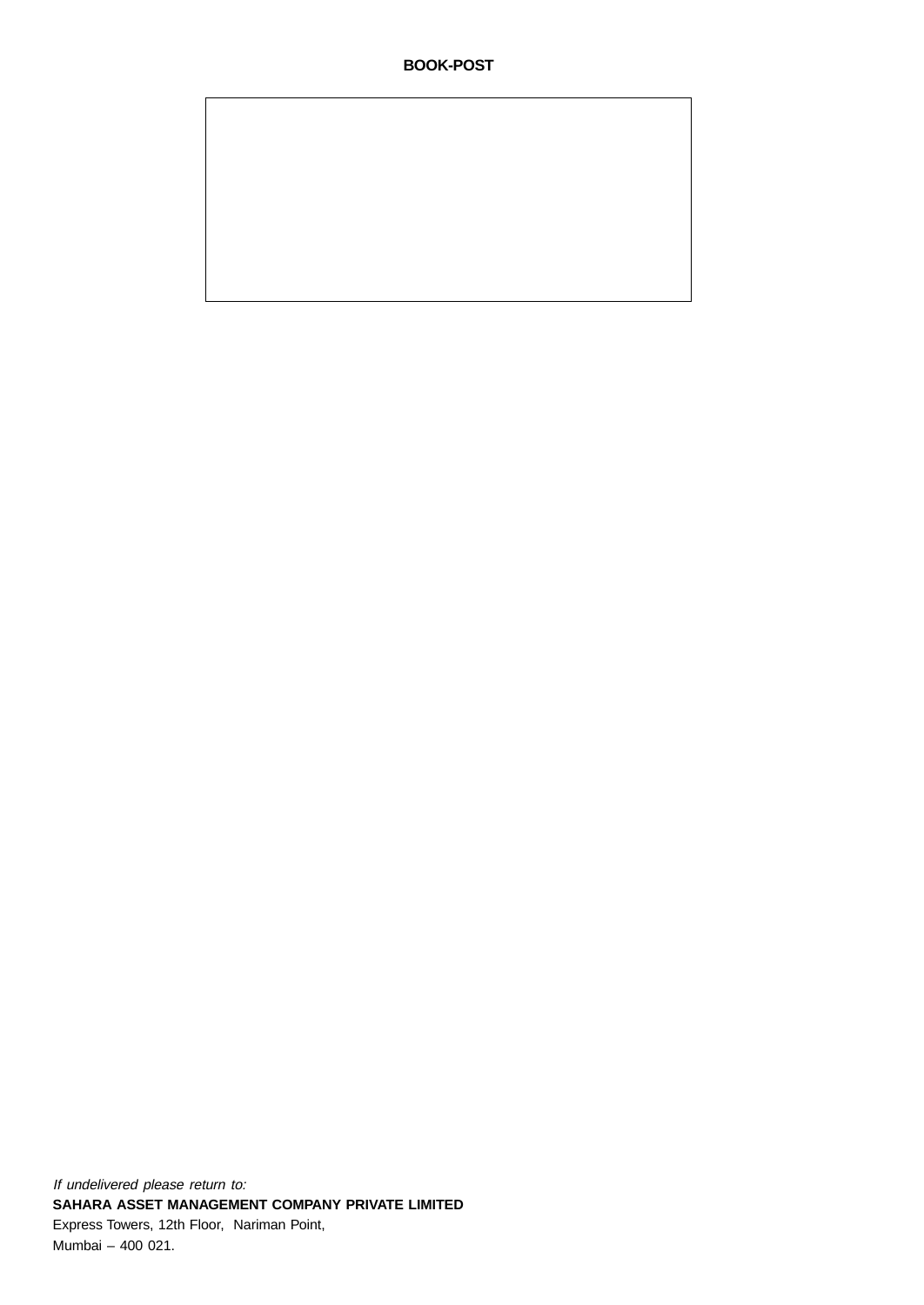**BOOK-POST**

*If undelivered please return to:*

**SAHARA ASSET MANAGEMENT COMPANY PRIVATE LIMITED**

Express Towers, 12th Floor, Nariman Point,

Mumbai – 400 021.